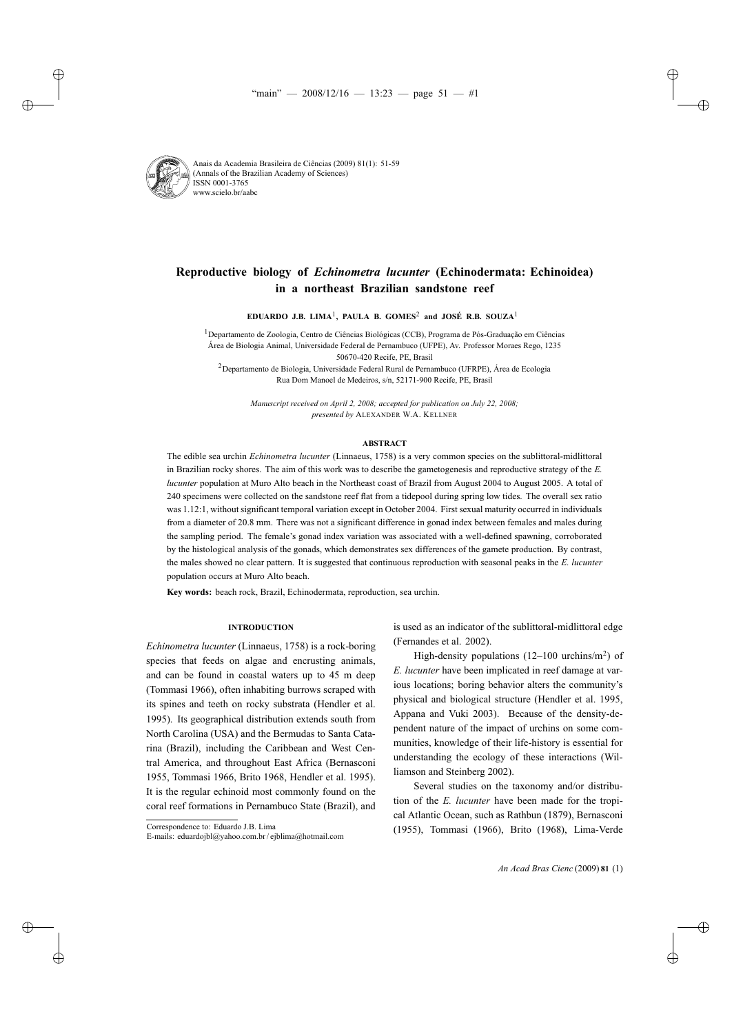Anais da Academia Brasileira de Ciências (2009) 81(1): 51-59
(Annals of the Brazilian Academy of Sciences)
ISSN 0001-3765
www.scielo.br/aabc

# Reproductive biology of *Echinometra lucunter* (Echinodermata: Echinoidea) in a northeast Brazilian sandstone reef

**EDUARDO J.B. LIMA**[1], **PAULA B. GOMES**[2] **and JOSÉ R.B. SOUZA**[1]

[1]Departamento de Zoologia, Centro de Ciências Biológicas (CCB), Programa de Pós-Graduação em Ciências Área de Biologia Animal, Universidade Federal de Pernambuco (UFPE), Av. Professor Moraes Rego, 1235 50670-420 Recife, PE, Brasil

[2]Departamento de Biologia, Universidade Federal Rural de Pernambuco (UFRPE), Área de Ecologia Rua Dom Manoel de Medeiros, s/n, 52171-900 Recife, PE, Brasil

*Manuscript received on April 2, 2008; accepted for publication on July 22, 2008; presented by* ALEXANDER W.A. KELLNER

## ABSTRACT

The edible sea urchin *Echinometra lucunter* (Linnaeus, 1758) is a very common species on the sublittoral-midlittoral in Brazilian rocky shores. The aim of this work was to describe the gametogenesis and reproductive strategy of the *E. lucunter* population at Muro Alto beach in the Northeast coast of Brazil from August 2004 to August 2005. A total of 240 specimens were collected on the sandstone reef flat from a tidepool during spring low tides. The overall sex ratio was 1.12:1, without significant temporal variation except in October 2004. First sexual maturity occurred in individuals from a diameter of 20.8 mm. There was not a significant difference in gonad index between females and males during the sampling period. The female's gonad index variation was associated with a well-defined spawning, corroborated by the histological analysis of the gonads, which demonstrates sex differences of the gamete production. By contrast, the males showed no clear pattern. It is suggested that continuous reproduction with seasonal peaks in the *E. lucunter* population occurs at Muro Alto beach.

**Key words:** beach rock, Brazil, Echinodermata, reproduction, sea urchin.

## INTRODUCTION

*Echinometra lucunter* (Linnaeus, 1758) is a rock-boring species that feeds on algae and encrusting animals, and can be found in coastal waters up to 45 m deep (Tommasi 1966), often inhabiting burrows scraped with its spines and teeth on rocky substrata (Hendler et al. 1995). Its geographical distribution extends south from North Carolina (USA) and the Bermudas to Santa Catarina (Brazil), including the Caribbean and West Central America, and throughout East Africa (Bernasconi 1955, Tommasi 1966, Brito 1968, Hendler et al. 1995). It is the regular echinoid most commonly found on the coral reef formations in Pernambuco State (Brazil), and is used as an indicator of the sublittoral-midlittoral edge (Fernandes et al. 2002).

High-density populations (12–100 urchins/m$^2$) of *E. lucunter* have been implicated in reef damage at various locations; boring behavior alters the community's physical and biological structure (Hendler et al. 1995, Appana and Vuki 2003). Because of the density-dependent nature of the impact of urchins on some communities, knowledge of their life-history is essential for understanding the ecology of these interactions (Williamson and Steinberg 2002).

Several studies on the taxonomy and/or distribution of the *E. lucunter* have been made for the tropical Atlantic Ocean, such as Rathbun (1879), Bernasconi (1955), Tommasi (1966), Brito (1968), Lima-Verde

Correspondence to: Eduardo J.B. Lima
E-mails: eduardojbl@yahoo.com.br / ejblima@hotmail.com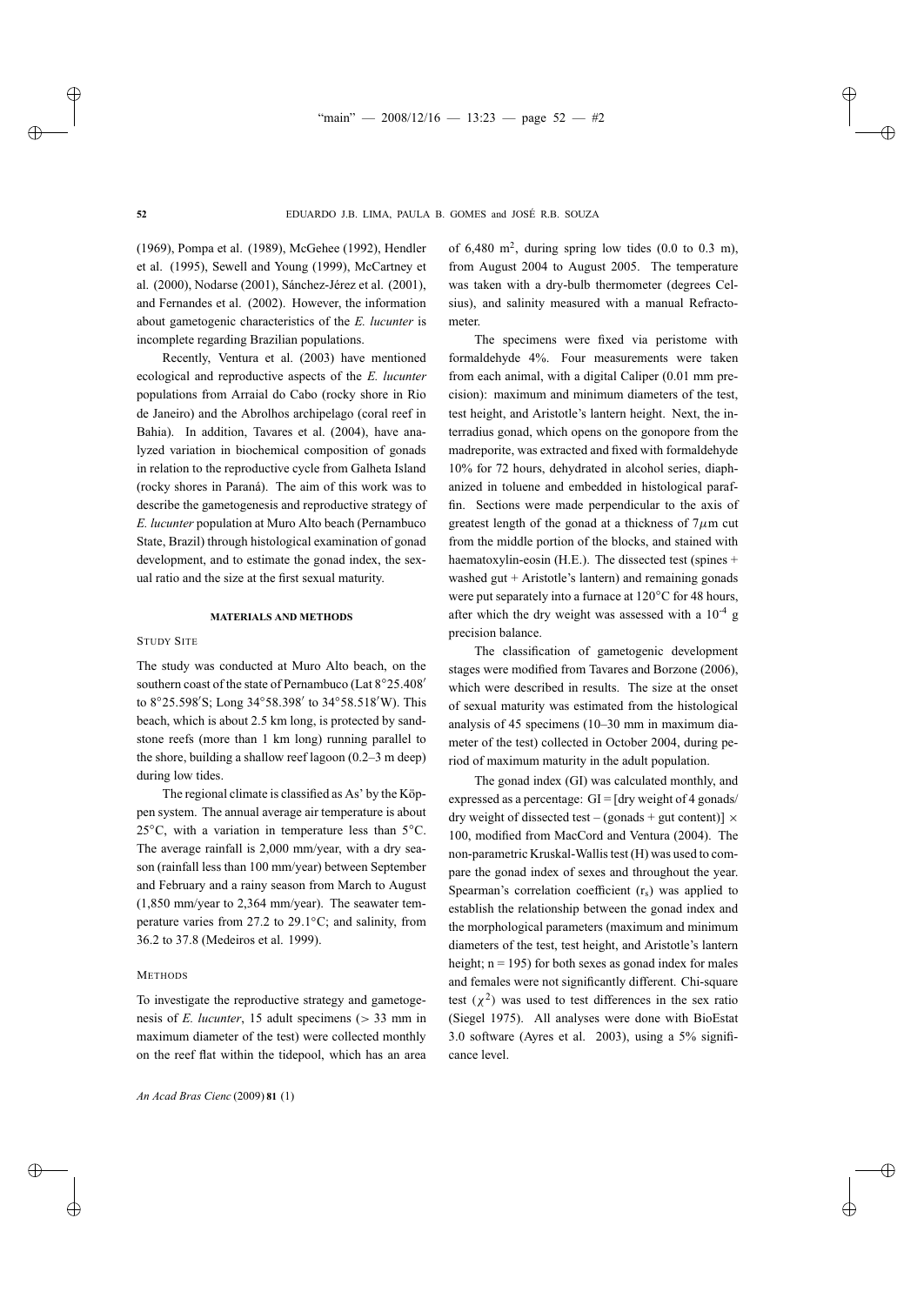(1969), Pompa et al. (1989), McGehee (1992), Hendler et al. (1995), Sewell and Young (1999), McCartney et al. (2000), Nodarse (2001), Sánchez-Jérez et al. (2001), and Fernandes et al. (2002). However, the information about gametogenic characteristics of the *E. lucunter* is incomplete regarding Brazilian populations.

Recently, Ventura et al. (2003) have mentioned ecological and reproductive aspects of the *E. lucunter* populations from Arraial do Cabo (rocky shore in Rio de Janeiro) and the Abrolhos archipelago (coral reef in Bahia). In addition, Tavares et al. (2004), have analyzed variation in biochemical composition of gonads in relation to the reproductive cycle from Galheta Island (rocky shores in Paraná). The aim of this work was to describe the gametogenesis and reproductive strategy of *E. lucunter* population at Muro Alto beach (Pernambuco State, Brazil) through histological examination of gonad development, and to estimate the gonad index, the sexual ratio and the size at the first sexual maturity.

## MATERIALS AND METHODS

### STUDY SITE

The study was conducted at Muro Alto beach, on the southern coast of the state of Pernambuco (Lat 8°25.408′ to 8°25.598′S; Long 34°58.398′ to 34°58.518′W). This beach, which is about 2.5 km long, is protected by sandstone reefs (more than 1 km long) running parallel to the shore, building a shallow reef lagoon (0.2–3 m deep) during low tides.

The regional climate is classified as As' by the Köppen system. The annual average air temperature is about 25°C, with a variation in temperature less than 5°C. The average rainfall is 2,000 mm/year, with a dry season (rainfall less than 100 mm/year) between September and February and a rainy season from March to August (1,850 mm/year to 2,364 mm/year). The seawater temperature varies from 27.2 to 29.1°C; and salinity, from 36.2 to 37.8 (Medeiros et al. 1999).

### METHODS

To investigate the reproductive strategy and gametogenesis of *E. lucunter*, 15 adult specimens (> 33 mm in maximum diameter of the test) were collected monthly on the reef flat within the tidepool, which has an area of 6,480 $m^2$, during spring low tides (0.0 to 0.3 m), from August 2004 to August 2005. The temperature was taken with a dry-bulb thermometer (degrees Celsius), and salinity measured with a manual Refractometer.

The specimens were fixed via peristome with formaldehyde 4%. Four measurements were taken from each animal, with a digital Caliper (0.01 mm precision): maximum and minimum diameters of the test, test height, and Aristotle's lantern height. Next, the interradius gonad, which opens on the gonopore from the madreporite, was extracted and fixed with formaldehyde 10% for 72 hours, dehydrated in alcohol series, diaphanized in toluene and embedded in histological paraffin. Sections were made perpendicular to the axis of greatest length of the gonad at a thickness of 7$\mu$m cut from the middle portion of the blocks, and stained with haematoxylin-eosin (H.E.). The dissected test (spines + washed gut + Aristotle's lantern) and remaining gonads were put separately into a furnace at 120°C for 48 hours, after which the dry weight was assessed with a $10^{-4}$ g precision balance.

The classification of gametogenic development stages were modified from Tavares and Borzone (2006), which were described in results. The size at the onset of sexual maturity was estimated from the histological analysis of 45 specimens (10–30 mm in maximum diameter of the test) collected in October 2004, during period of maximum maturity in the adult population.

The gonad index (GI) was calculated monthly, and expressed as a percentage: GI = [dry weight of 4 gonads/ dry weight of dissected test – (gonads + gut content)] $\times$ 100, modified from MacCord and Ventura (2004). The non-parametric Kruskal-Wallis test (H) was used to compare the gonad index of sexes and throughout the year. Spearman's correlation coefficient ($r_s$) was applied to establish the relationship between the gonad index and the morphological parameters (maximum and minimum diameters of the test, test height, and Aristotle's lantern height; n = 195) for both sexes as gonad index for males and females were not significantly different. Chi-square test ($\chi^2$) was used to test differences in the sex ratio (Siegel 1975). All analyses were done with BioEstat 3.0 software (Ayres et al. 2003), using a 5% significance level.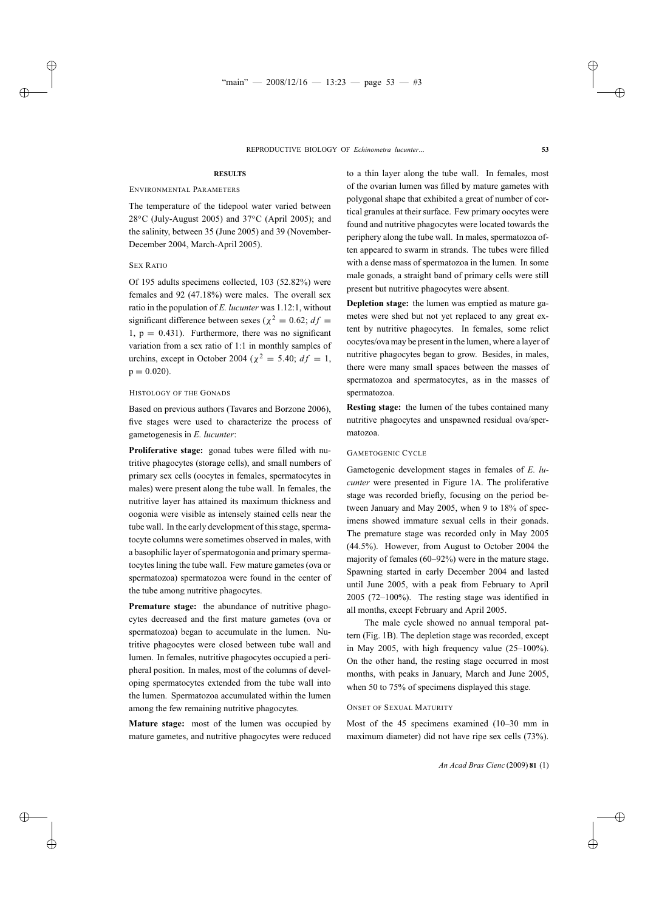## RESULTS

### Environmental Parameters

The temperature of the tidepool water varied between 28°C (July-August 2005) and 37°C (April 2005); and the salinity, between 35 (June 2005) and 39 (November-December 2004, March-April 2005).

### Sex Ratio

Of 195 adults specimens collected, 103 (52.82%) were females and 92 (47.18%) were males. The overall sex ratio in the population of *E. lucunter* was 1.12:1, without significant difference between sexes ($\chi^2 = 0.62$; $df = 1$, $p = 0.431$). Furthermore, there was no significant variation from a sex ratio of 1:1 in monthly samples of urchins, except in October 2004 ($\chi^2 = 5.40$; $df = 1$, $p = 0.020$).

### Histology of the Gonads

Based on previous authors (Tavares and Borzone 2006), five stages were used to characterize the process of gametogenesis in *E. lucunter*:

**Proliferative stage:** gonad tubes were filled with nutritive phagocytes (storage cells), and small numbers of primary sex cells (oocytes in females, spermatocytes in males) were present along the tube wall. In females, the nutritive layer has attained its maximum thickness and oogonia were visible as intensely stained cells near the tube wall. In the early development of this stage, spermatocyte columns were sometimes observed in males, with a basophilic layer of spermatogonia and primary spermatocytes lining the tube wall. Few mature gametes (ova or spermatozoa) spermatozoa were found in the center of the tube among nutritive phagocytes.

**Premature stage:** the abundance of nutritive phagocytes decreased and the first mature gametes (ova or spermatozoa) began to accumulate in the lumen. Nutritive phagocytes were closed between tube wall and lumen. In females, nutritive phagocytes occupied a peripheral position. In males, most of the columns of developing spermatocytes extended from the tube wall into the lumen. Spermatozoa accumulated within the lumen among the few remaining nutritive phagocytes.

**Mature stage:** most of the lumen was occupied by mature gametes, and nutritive phagocytes were reduced to a thin layer along the tube wall. In females, most of the ovarian lumen was filled by mature gametes with polygonal shape that exhibited a great of number of cortical granules at their surface. Few primary oocytes were found and nutritive phagocytes were located towards the periphery along the tube wall. In males, spermatozoa often appeared to swarm in strands. The tubes were filled with a dense mass of spermatozoa in the lumen. In some male gonads, a straight band of primary cells were still present but nutritive phagocytes were absent.

**Depletion stage:** the lumen was emptied as mature gametes were shed but not yet replaced to any great extent by nutritive phagocytes. In females, some relict oocytes/ova may be present in the lumen, where a layer of nutritive phagocytes began to grow. Besides, in males, there were many small spaces between the masses of spermatozoa and spermatocytes, as in the masses of spermatozoa.

**Resting stage:** the lumen of the tubes contained many nutritive phagocytes and unspawned residual ova/spermatozoa.

### Gametogenic Cycle

Gametogenic development stages in females of *E. lucunter* were presented in Figure 1A. The proliferative stage was recorded briefly, focusing on the period between January and May 2005, when 9 to 18% of specimens showed immature sexual cells in their gonads. The premature stage was recorded only in May 2005 (44.5%). However, from August to October 2004 the majority of females (60–92%) were in the mature stage. Spawning started in early December 2004 and lasted until June 2005, with a peak from February to April 2005 (72–100%). The resting stage was identified in all months, except February and April 2005.

The male cycle showed no annual temporal pattern (Fig. 1B). The depletion stage was recorded, except in May 2005, with high frequency value (25–100%). On the other hand, the resting stage occurred in most months, with peaks in January, March and June 2005, when 50 to 75% of specimens displayed this stage.

### Onset of Sexual Maturity

Most of the 45 specimens examined (10–30 mm in maximum diameter) did not have ripe sex cells (73%).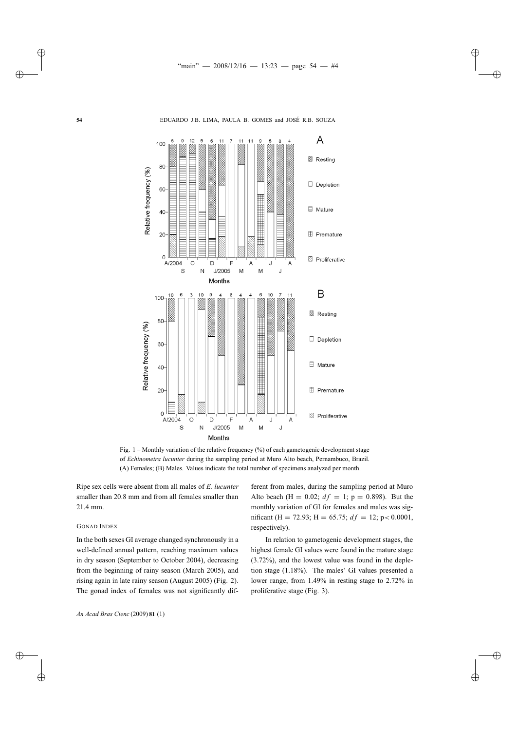Fig. 1 – Monthly variation of the relative frequency (%) of each gametogenic development stage of *Echinometra lucunter* during the sampling period at Muro Alto beach, Pernambuco, Brazil. (A) Females; (B) Males. Values indicate the total number of specimens analyzed per month.

Ripe sex cells were absent from all males of *E. lucunter* smaller than 20.8 mm and from all females smaller than 21.4 mm.

### GONAD INDEX

In the both sexes GI average changed synchronously in a well-defined annual pattern, reaching maximum values in dry season (September to October 2004), decreasing from the beginning of rainy season (March 2005), and rising again in late rainy season (August 2005) (Fig. 2). The gonad index of females was not significantly different from males, during the sampling period at Muro Alto beach ($H = 0.02$; $df = 1$; $p = 0.898$). But the monthly variation of GI for females and males was significant ($H = 72.93$; $H = 65.75$; $df = 12$; $p < 0.0001$, respectively).

In relation to gametogenic development stages, the highest female GI values were found in the mature stage (3.72%), and the lowest value was found in the depletion stage (1.18%). The males' GI values presented a lower range, from 1.49% in resting stage to 2.72% in proliferative stage (Fig. 3).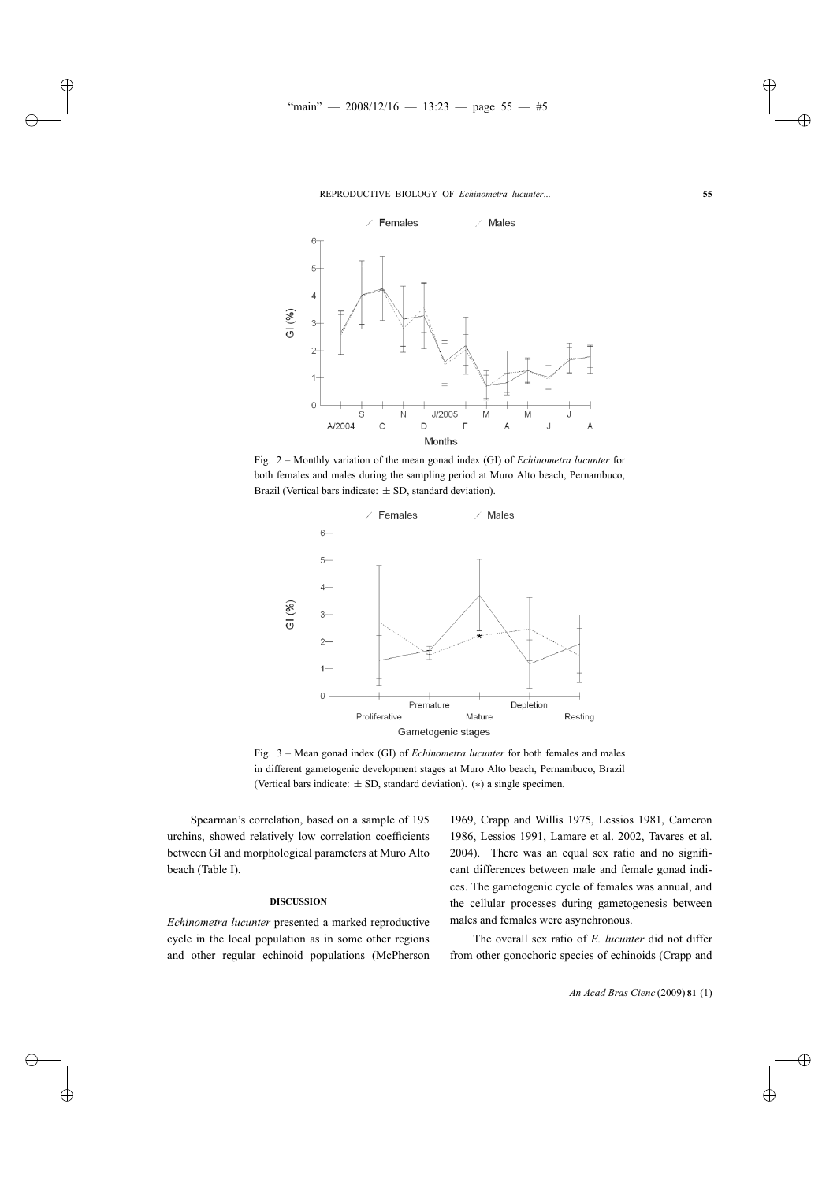Fig. 2 – Monthly variation of the mean gonad index (GI) of *Echinometra lucunter* for both females and males during the sampling period at Muro Alto beach, Pernambuco, Brazil (Vertical bars indicate: ± SD, standard deviation).

Fig. 3 – Mean gonad index (GI) of *Echinometra lucunter* for both females and males in different gametogenic development stages at Muro Alto beach, Pernambuco, Brazil (Vertical bars indicate: ± SD, standard deviation). (∗) a single specimen.

Spearman's correlation, based on a sample of 195 urchins, showed relatively low correlation coefficients between GI and morphological parameters at Muro Alto beach (Table I).

## DISCUSSION

*Echinometra lucunter* presented a marked reproductive cycle in the local population as in some other regions and other regular echinoid populations (McPherson 1969, Crapp and Willis 1975, Lessios 1981, Cameron 1986, Lessios 1991, Lamare et al. 2002, Tavares et al. 2004). There was an equal sex ratio and no significant differences between male and female gonad indices. The gametogenic cycle of females was annual, and the cellular processes during gametogenesis between males and females were asynchronous.

The overall sex ratio of *E. lucunter* did not differ from other gonochoric species of echinoids (Crapp and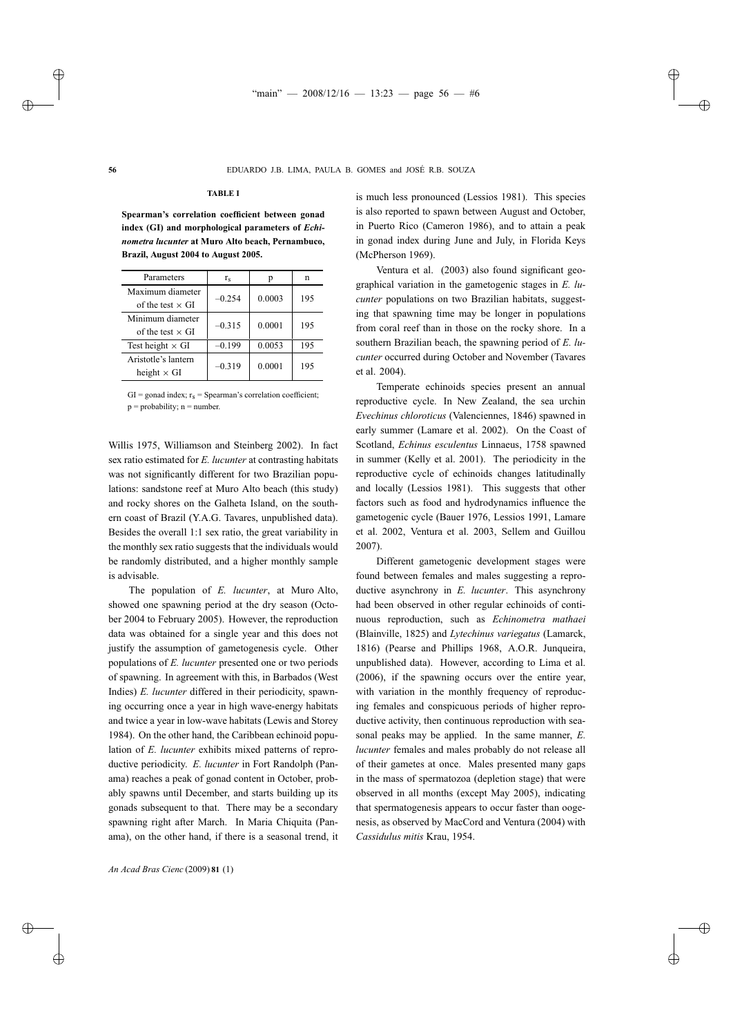**TABLE I**

**Spearman's correlation coefficient between gonad index (GI) and morphological parameters of *Echinometra lucunter* at Muro Alto beach, Pernambuco, Brazil, August 2004 to August 2005.**

| Parameters | $r_s$ | p | n |
|---|---|---|---|
| Maximum diameter of the test × GI | −0.254 | 0.0003 | 195 |
| Minimum diameter of the test × GI | −0.315 | 0.0001 | 195 |
| Test height × GI | −0.199 | 0.0053 | 195 |
| Aristotle's lantern height × GI | −0.319 | 0.0001 | 195 |

GI = gonad index; $r_s$ = Spearman's correlation coefficient; p = probability; n = number.

Willis 1975, Williamson and Steinberg 2002). In fact sex ratio estimated for *E. lucunter* at contrasting habitats was not significantly different for two Brazilian populations: sandstone reef at Muro Alto beach (this study) and rocky shores on the Galheta Island, on the southern coast of Brazil (Y.A.G. Tavares, unpublished data). Besides the overall 1:1 sex ratio, the great variability in the monthly sex ratio suggests that the individuals would be randomly distributed, and a higher monthly sample is advisable.

The population of *E. lucunter*, at Muro Alto, showed one spawning period at the dry season (October 2004 to February 2005). However, the reproduction data was obtained for a single year and this does not justify the assumption of gametogenesis cycle. Other populations of *E. lucunter* presented one or two periods of spawning. In agreement with this, in Barbados (West Indies) *E. lucunter* differed in their periodicity, spawning occurring once a year in high wave-energy habitats and twice a year in low-wave habitats (Lewis and Storey 1984). On the other hand, the Caribbean echinoid population of *E. lucunter* exhibits mixed patterns of reproductive periodicity. *E. lucunter* in Fort Randolph (Panama) reaches a peak of gonad content in October, probably spawns until December, and starts building up its gonads subsequent to that. There may be a secondary spawning right after March. In Maria Chiquita (Panama), on the other hand, if there is a seasonal trend, it is much less pronounced (Lessios 1981). This species is also reported to spawn between August and October, in Puerto Rico (Cameron 1986), and to attain a peak in gonad index during June and July, in Florida Keys (McPherson 1969).

Ventura et al. (2003) also found significant geographical variation in the gametogenic stages in *E. lucunter* populations on two Brazilian habitats, suggesting that spawning time may be longer in populations from coral reef than in those on the rocky shore. In a southern Brazilian beach, the spawning period of *E. lucunter* occurred during October and November (Tavares et al. 2004).

Temperate echinoids species present an annual reproductive cycle. In New Zealand, the sea urchin *Evechinus chloroticus* (Valenciennes, 1846) spawned in early summer (Lamare et al. 2002). On the Coast of Scotland, *Echinus esculentus* Linnaeus, 1758 spawned in summer (Kelly et al. 2001). The periodicity in the reproductive cycle of echinoids changes latitudinally and locally (Lessios 1981). This suggests that other factors such as food and hydrodynamics influence the gametogenic cycle (Bauer 1976, Lessios 1991, Lamare et al. 2002, Ventura et al. 2003, Sellem and Guillou 2007).

Different gametogenic development stages were found between females and males suggesting a reproductive asynchrony in *E. lucunter*. This asynchrony had been observed in other regular echinoids of continuous reproduction, such as *Echinometra mathaei* (Blainville, 1825) and *Lytechinus variegatus* (Lamarck, 1816) (Pearse and Phillips 1968, A.O.R. Junqueira, unpublished data). However, according to Lima et al. (2006), if the spawning occurs over the entire year, with variation in the monthly frequency of reproducing females and conspicuous periods of higher reproductive activity, then continuous reproduction with seasonal peaks may be applied. In the same manner, *E. lucunter* females and males probably do not release all of their gametes at once. Males presented many gaps in the mass of spermatozoa (depletion stage) that were observed in all months (except May 2005), indicating that spermatogenesis appears to occur faster than oogenesis, as observed by MacCord and Ventura (2004) with *Cassidulus mitis* Krau, 1954.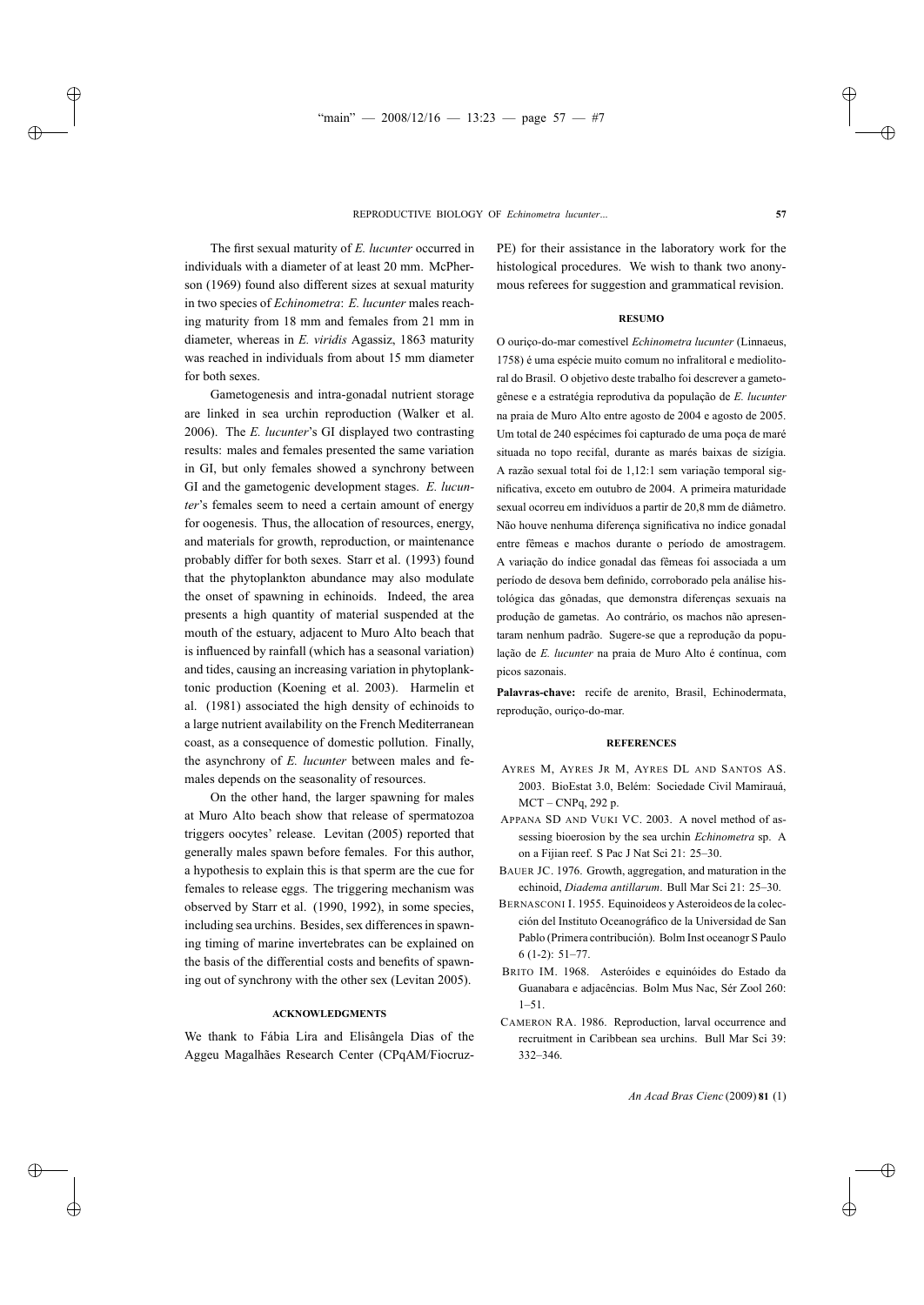The first sexual maturity of *E. lucunter* occurred in individuals with a diameter of at least 20 mm. McPherson (1969) found also different sizes at sexual maturity in two species of *Echinometra*: *E. lucunter* males reaching maturity from 18 mm and females from 21 mm in diameter, whereas in *E. viridis* Agassiz, 1863 maturity was reached in individuals from about 15 mm diameter for both sexes.

Gametogenesis and intra-gonadal nutrient storage are linked in sea urchin reproduction (Walker et al. 2006). The *E. lucunter*'s GI displayed two contrasting results: males and females presented the same variation in GI, but only females showed a synchrony between GI and the gametogenic development stages. *E. lucunter*'s females seem to need a certain amount of energy for oogenesis. Thus, the allocation of resources, energy, and materials for growth, reproduction, or maintenance probably differ for both sexes. Starr et al. (1993) found that the phytoplankton abundance may also modulate the onset of spawning in echinoids. Indeed, the area presents a high quantity of material suspended at the mouth of the estuary, adjacent to Muro Alto beach that is influenced by rainfall (which has a seasonal variation) and tides, causing an increasing variation in phytoplanktonic production (Koening et al. 2003). Harmelin et al. (1981) associated the high density of echinoids to a large nutrient availability on the French Mediterranean coast, as a consequence of domestic pollution. Finally, the asynchrony of *E. lucunter* between males and females depends on the seasonality of resources.

On the other hand, the larger spawning for males at Muro Alto beach show that release of spermatozoa triggers oocytes' release. Levitan (2005) reported that generally males spawn before females. For this author, a hypothesis to explain this is that sperm are the cue for females to release eggs. The triggering mechanism was observed by Starr et al. (1990, 1992), in some species, including sea urchins. Besides, sex differences in spawning timing of marine invertebrates can be explained on the basis of the differential costs and benefits of spawning out of synchrony with the other sex (Levitan 2005).

## ACKNOWLEDGMENTS

We thank to Fábia Lira and Elisângela Dias of the Aggeu Magalhães Research Center (CPqAM/Fiocruz-PE) for their assistance in the laboratory work for the histological procedures. We wish to thank two anonymous referees for suggestion and grammatical revision.

## RESUMO

O ouriço-do-mar comestível *Echinometra lucunter* (Linnaeus, 1758) é uma espécie muito comum no infralitoral e mediolitoral do Brasil. O objetivo deste trabalho foi descrever a gametogênese e a estratégia reprodutiva da população de *E. lucunter* na praia de Muro Alto entre agosto de 2004 e agosto de 2005. Um total de 240 espécimes foi capturado de uma poça de maré situada no topo recifal, durante as marés baixas de sizígia. A razão sexual total foi de 1,12:1 sem variação temporal significativa, exceto em outubro de 2004. A primeira maturidade sexual ocorreu em indivíduos a partir de 20,8 mm de diâmetro. Não houve nenhuma diferença significativa no índice gonadal entre fêmeas e machos durante o período de amostragem. A variação do índice gonadal das fêmeas foi associada a um período de desova bem definido, corroborado pela análise histológica das gônadas, que demonstra diferenças sexuais na produção de gametas. Ao contrário, os machos não apresentaram nenhum padrão. Sugere-se que a reprodução da população de *E. lucunter* na praia de Muro Alto é contínua, com picos sazonais.

**Palavras-chave:** recife de arenito, Brasil, Echinodermata, reprodução, ouriço-do-mar.

## REFERENCES

AYRES M, AYRES JR M, AYRES DL AND SANTOS AS. 2003. BioEstat 3.0, Belém: Sociedade Civil Mamirauá, MCT – CNPq, 292 p.

APPANA SD AND VUKI VC. 2003. A novel method of assessing bioerosion by the sea urchin *Echinometra* sp. A on a Fijian reef. S Pac J Nat Sci 21: 25–30.

BAUER JC. 1976. Growth, aggregation, and maturation in the echinoid, *Diadema antillarum*. Bull Mar Sci 21: 25–30.

BERNASCONI I. 1955. Equinoideos y Asteroideos de la colección del Instituto Oceanográfico de la Universidad de San Pablo (Primera contribución). Bolm Inst oceanogr S Paulo 6 (1-2): 51–77.

BRITO IM. 1968. Asteróides e equinóides do Estado da Guanabara e adjacências. Bolm Mus Nac, Sér Zool 260: 1–51.

CAMERON RA. 1986. Reproduction, larval occurrence and recruitment in Caribbean sea urchins. Bull Mar Sci 39: 332–346.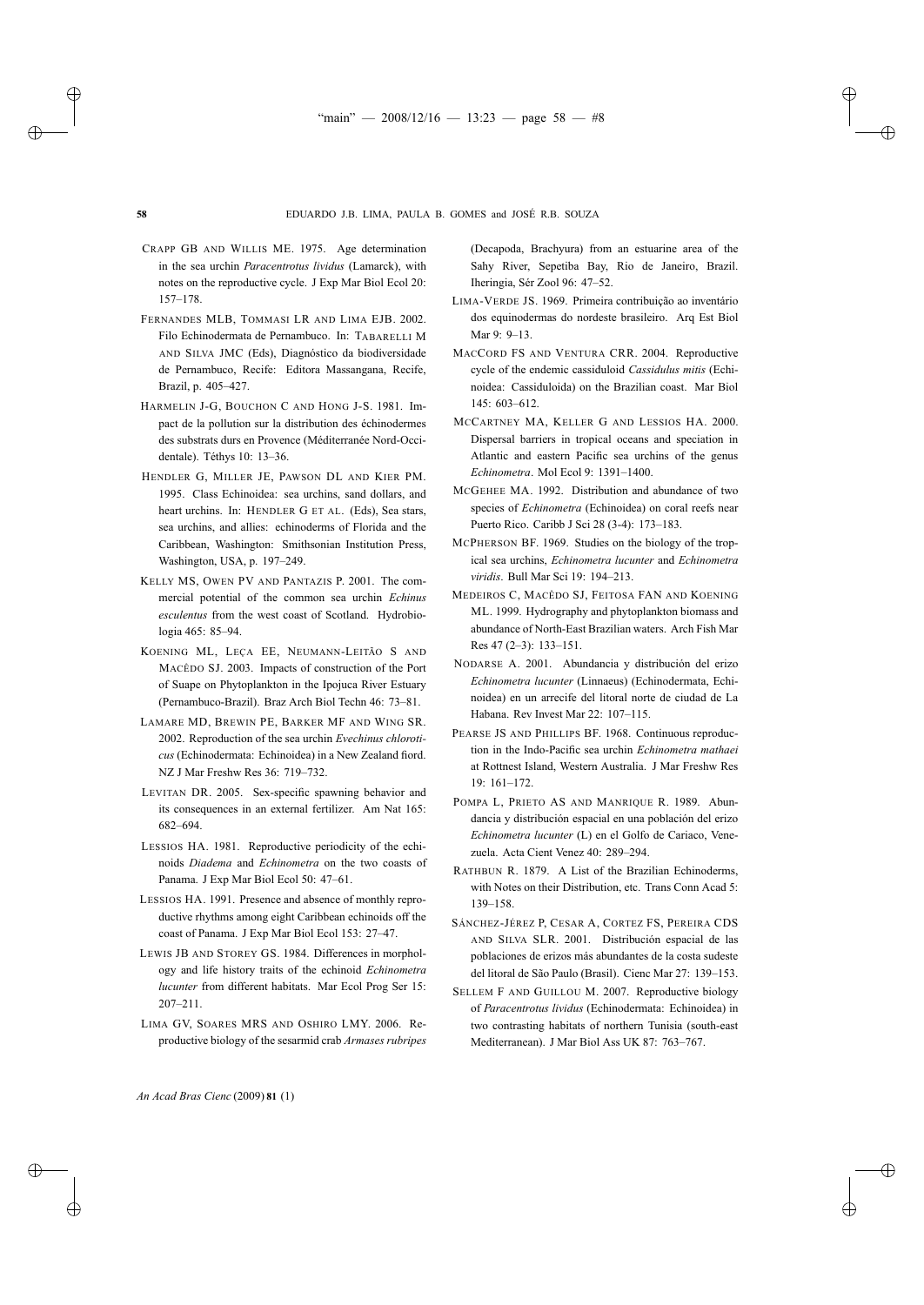Crapp GB and Willis ME. 1975. Age determination in the sea urchin *Paracentrotus lividus* (Lamarck), with notes on the reproductive cycle. J Exp Mar Biol Ecol 20: 157–178.

Fernandes MLB, Tommasi LR and Lima EJB. 2002. Filo Echinodermata de Pernambuco. In: Tabarelli M and Silva JMC (Eds), Diagnóstico da biodiversidade de Pernambuco, Recife: Editora Massangana, Recife, Brazil, p. 405–427.

Harmelin J-G, Bouchon C and Hong J-S. 1981. Impact de la pollution sur la distribution des échinodermes des substrats durs en Provence (Méditerranée Nord-Occidentale). Téthys 10: 13–36.

Hendler G, Miller JE, Pawson DL and Kier PM. 1995. Class Echinoidea: sea urchins, sand dollars, and heart urchins. In: Hendler G et al. (Eds), Sea stars, sea urchins, and allies: echinoderms of Florida and the Caribbean, Washington: Smithsonian Institution Press, Washington, USA, p. 197–249.

Kelly MS, Owen PV and Pantazis P. 2001. The commercial potential of the common sea urchin *Echinus esculentus* from the west coast of Scotland. Hydrobiologia 465: 85–94.

Koening ML, Leça EE, Neumann-Leitão S and Macêdo SJ. 2003. Impacts of construction of the Port of Suape on Phytoplankton in the Ipojuca River Estuary (Pernambuco-Brazil). Braz Arch Biol Techn 46: 73–81.

Lamare MD, Brewin PE, Barker MF and Wing SR. 2002. Reproduction of the sea urchin *Evechinus chloroticus* (Echinodermata: Echinoidea) in a New Zealand fiord. NZ J Mar Freshw Res 36: 719–732.

Levitan DR. 2005. Sex-specific spawning behavior and its consequences in an external fertilizer. Am Nat 165: 682–694.

Lessios HA. 1981. Reproductive periodicity of the echinoids *Diadema* and *Echinometra* on the two coasts of Panama. J Exp Mar Biol Ecol 50: 47–61.

Lessios HA. 1991. Presence and absence of monthly reproductive rhythms among eight Caribbean echinoids off the coast of Panama. J Exp Mar Biol Ecol 153: 27–47.

Lewis JB and Storey GS. 1984. Differences in morphology and life history traits of the echinoid *Echinometra lucunter* from different habitats. Mar Ecol Prog Ser 15: 207–211.

Lima GV, Soares MRS and Oshiro LMY. 2006. Reproductive biology of the sesarmid crab *Armases rubripes* (Decapoda, Brachyura) from an estuarine area of the Sahy River, Sepetiba Bay, Rio de Janeiro, Brazil. Iheringia, Sér Zool 96: 47–52.

Lima-Verde JS. 1969. Primeira contribuição ao inventário dos equinodermas do nordeste brasileiro. Arq Est Biol Mar 9: 9–13.

MacCord FS and Ventura CRR. 2004. Reproductive cycle of the endemic cassiduloid *Cassidulus mitis* (Echinoidea: Cassiduloida) on the Brazilian coast. Mar Biol 145: 603–612.

McCartney MA, Keller G and Lessios HA. 2000. Dispersal barriers in tropical oceans and speciation in Atlantic and eastern Pacific sea urchins of the genus *Echinometra*. Mol Ecol 9: 1391–1400.

McGehee MA. 1992. Distribution and abundance of two species of *Echinometra* (Echinoidea) on coral reefs near Puerto Rico. Caribb J Sci 28 (3-4): 173–183.

McPherson BF. 1969. Studies on the biology of the tropical sea urchins, *Echinometra lucunter* and *Echinometra viridis*. Bull Mar Sci 19: 194–213.

Medeiros C, Macêdo SJ, Feitosa FAN and Koening ML. 1999. Hydrography and phytoplankton biomass and abundance of North-East Brazilian waters. Arch Fish Mar Res 47 (2–3): 133–151.

Nodarse A. 2001. Abundancia y distribución del erizo *Echinometra lucunter* (Linnaeus) (Echinodermata, Echinoidea) en un arrecife del litoral norte de ciudad de La Habana. Rev Invest Mar 22: 107–115.

Pearse JS and Phillips BF. 1968. Continuous reproduction in the Indo-Pacific sea urchin *Echinometra mathaei* at Rottnest Island, Western Australia. J Mar Freshw Res 19: 161–172.

Pompa L, Prieto AS and Manrique R. 1989. Abundancia y distribución espacial en una población del erizo *Echinometra lucunter* (L) en el Golfo de Cariaco, Venezuela. Acta Cient Venez 40: 289–294.

Rathbun R. 1879. A List of the Brazilian Echinoderms, with Notes on their Distribution, etc. Trans Conn Acad 5: 139–158.

Sánchez-Jérez P, Cesar A, Cortez FS, Pereira CDS and Silva SLR. 2001. Distribución espacial de las poblaciones de erizos más abundantes de la costa sudeste del litoral de São Paulo (Brasil). Cienc Mar 27: 139–153.

Sellem F and Guillou M. 2007. Reproductive biology of *Paracentrotus lividus* (Echinodermata: Echinoidea) in two contrasting habitats of northern Tunisia (south-east Mediterranean). J Mar Biol Ass UK 87: 763–767.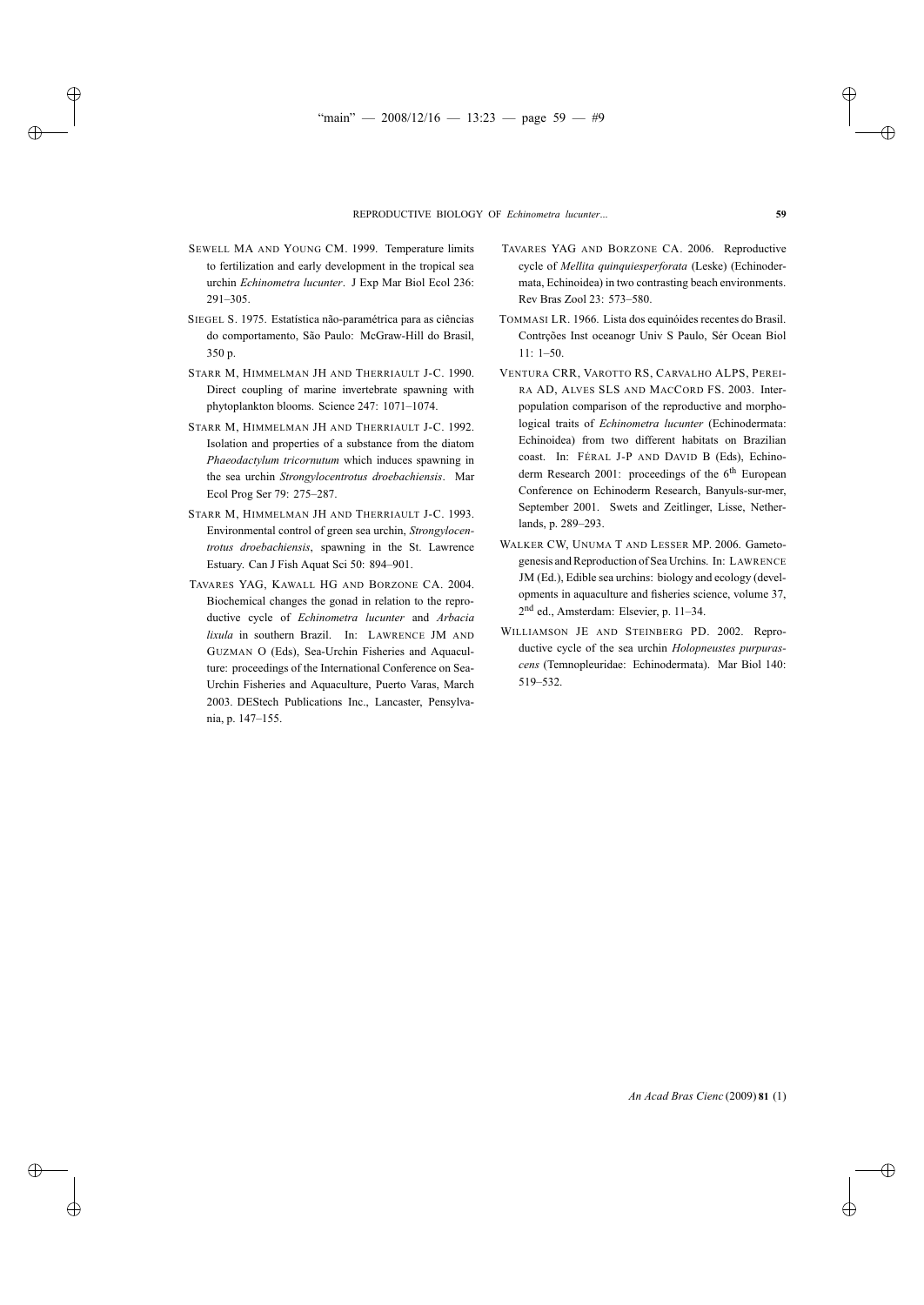Sewell MA and Young CM. 1999. Temperature limits to fertilization and early development in the tropical sea urchin *Echinometra lucunter*. J Exp Mar Biol Ecol 236: 291–305.

Siegel S. 1975. Estatística não-paramétrica para as ciências do comportamento, São Paulo: McGraw-Hill do Brasil, 350 p.

Starr M, Himmelman JH and Therriault J-C. 1990. Direct coupling of marine invertebrate spawning with phytoplankton blooms. Science 247: 1071–1074.

Starr M, Himmelman JH and Therriault J-C. 1992. Isolation and properties of a substance from the diatom *Phaeodactylum tricornutum* which induces spawning in the sea urchin *Strongylocentrotus droebachiensis*. Mar Ecol Prog Ser 79: 275–287.

Starr M, Himmelman JH and Therriault J-C. 1993. Environmental control of green sea urchin, *Strongylocentrotus droebachiensis*, spawning in the St. Lawrence Estuary. Can J Fish Aquat Sci 50: 894–901.

Tavares YAG, Kawall HG and Borzone CA. 2004. Biochemical changes the gonad in relation to the reproductive cycle of *Echinometra lucunter* and *Arbacia lixula* in southern Brazil. In: Lawrence JM and Guzman O (Eds), Sea-Urchin Fisheries and Aquaculture: proceedings of the International Conference on Sea-Urchin Fisheries and Aquaculture, Puerto Varas, March 2003. DEStech Publications Inc., Lancaster, Pensylvania, p. 147–155.

Tavares YAG and Borzone CA. 2006. Reproductive cycle of *Mellita quinquiesperforata* (Leske) (Echinodermata, Echinoidea) in two contrasting beach environments. Rev Bras Zool 23: 573–580.

Tommasi LR. 1966. Lista dos equinóides recentes do Brasil. Contrções Inst oceanogr Univ S Paulo, Sér Ocean Biol 11: 1–50.

Ventura CRR, Varotto RS, Carvalho ALPS, Pereira AD, Alves SLS and MacCord FS. 2003. Interpopulation comparison of the reproductive and morphological traits of *Echinometra lucunter* (Echinodermata: Echinoidea) from two different habitats on Brazilian coast. In: Féral J-P and David B (Eds), Echinoderm Research 2001: proceedings of the 6th European Conference on Echinoderm Research, Banyuls-sur-mer, September 2001. Swets and Zeitlinger, Lisse, Netherlands, p. 289–293.

Walker CW, Unuma T and Lesser MP. 2006. Gametogenesis and Reproduction of Sea Urchins. In: Lawrence JM (Ed.), Edible sea urchins: biology and ecology (developments in aquaculture and fisheries science, volume 37, 2nd ed., Amsterdam: Elsevier, p. 11–34.

Williamson JE and Steinberg PD. 2002. Reproductive cycle of the sea urchin *Holopneustes purpurascens* (Temnopleuridae: Echinodermata). Mar Biol 140: 519–532.